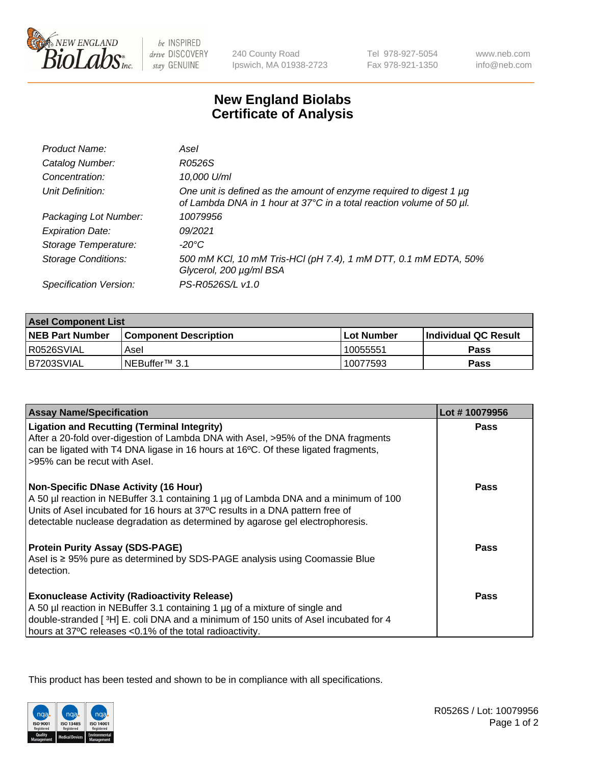# New England Biolabs Certificate of Analysis

240 County Road
Ipswich, MA 01938-2723

Tel 978-927-5054
Fax 978-921-1350

www.neb.com
info@neb.com

| | |
|---|---|
| *Product Name:* | *AseI* |
| *Catalog Number:* | *R0526S* |
| *Concentration:* | *10,000 U/ml* |
| *Unit Definition:* | *One unit is defined as the amount of enzyme required to digest 1 µg of Lambda DNA in 1 hour at 37°C in a total reaction volume of 50 µl.* |
| *Packaging Lot Number:* | *10079956* |
| *Expiration Date:* | *09/2021* |
| *Storage Temperature:* | *-20°C* |
| *Storage Conditions:* | *500 mM KCl, 10 mM Tris-HCl (pH 7.4), 1 mM DTT, 0.1 mM EDTA, 50% Glycerol, 200 µg/ml BSA* |
| *Specification Version:* | *PS-R0526S/L v1.0* |

| AseI Component List | | | |
|---|---|---|---|
| **NEB Part Number** | **Component Description** | **Lot Number** | **Individual QC Result** |
| R0526SVIAL | AseI | 10055551 | **Pass** |
| B7203SVIAL | NEBuffer™ 3.1 | 10077593 | **Pass** |

| Assay Name/Specification | Lot # 10079956 |
|---|---|
| **Ligation and Recutting (Terminal Integrity)**<br>After a 20-fold over-digestion of Lambda DNA with AseI, >95% of the DNA fragments can be ligated with T4 DNA ligase in 16 hours at 16ºC. Of these ligated fragments, >95% can be recut with AseI. | **Pass** |
| **Non-Specific DNase Activity (16 Hour)**<br>A 50 µl reaction in NEBuffer 3.1 containing 1 µg of Lambda DNA and a minimum of 100 Units of AseI incubated for 16 hours at 37ºC results in a DNA pattern free of detectable nuclease degradation as determined by agarose gel electrophoresis. | **Pass** |
| **Protein Purity Assay (SDS-PAGE)**<br>AseI is ≥ 95% pure as determined by SDS-PAGE analysis using Coomassie Blue detection. | **Pass** |
| **Exonuclease Activity (Radioactivity Release)**<br>A 50 µl reaction in NEBuffer 3.1 containing 1 µg of a mixture of single and double-stranded [ $^3$H] E. coli DNA and a minimum of 150 units of AseI incubated for 4 hours at 37ºC releases <0.1% of the total radioactivity. | **Pass** |

This product has been tested and shown to be in compliance with all specifications.

R0526S / Lot: 10079956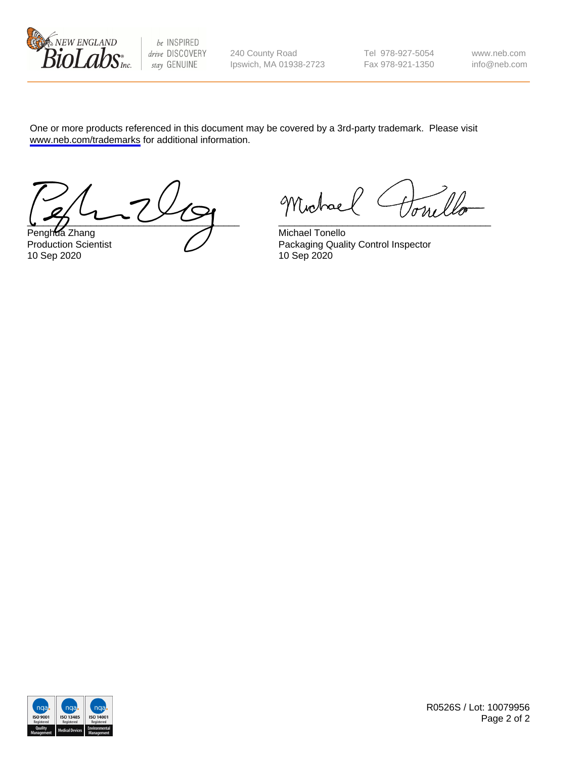One or more products referenced in this document may be covered by a 3rd-party trademark. Please visit www.neb.com/trademarks for additional information.

Penghua Zhang
Production Scientist
10 Sep 2020

Michael Tonello
Packaging Quality Control Inspector
10 Sep 2020

R0526S / Lot: 10079956